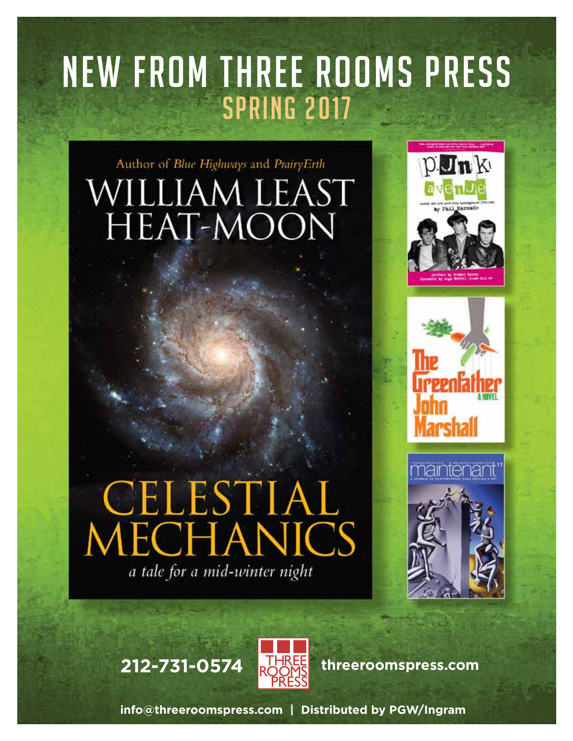# NEW FROM THREE ROOMS PRESS

## SPRING 2017

Author of *Blue Highways* and *PrairyErth*

WILLIAM LEAST HEAT-MOON

CELESTIAL MECHANICS

*a tale for a mid-winter night*

punk avenue

by Phil Marcade

The Greenfather

A NOVEL

John Marshall

maintenant 11

**212-731-0574** THREE ROOMS PRESS **threeroomspress.com**

**info@threeroomspress.com | Distributed by PGW/Ingram**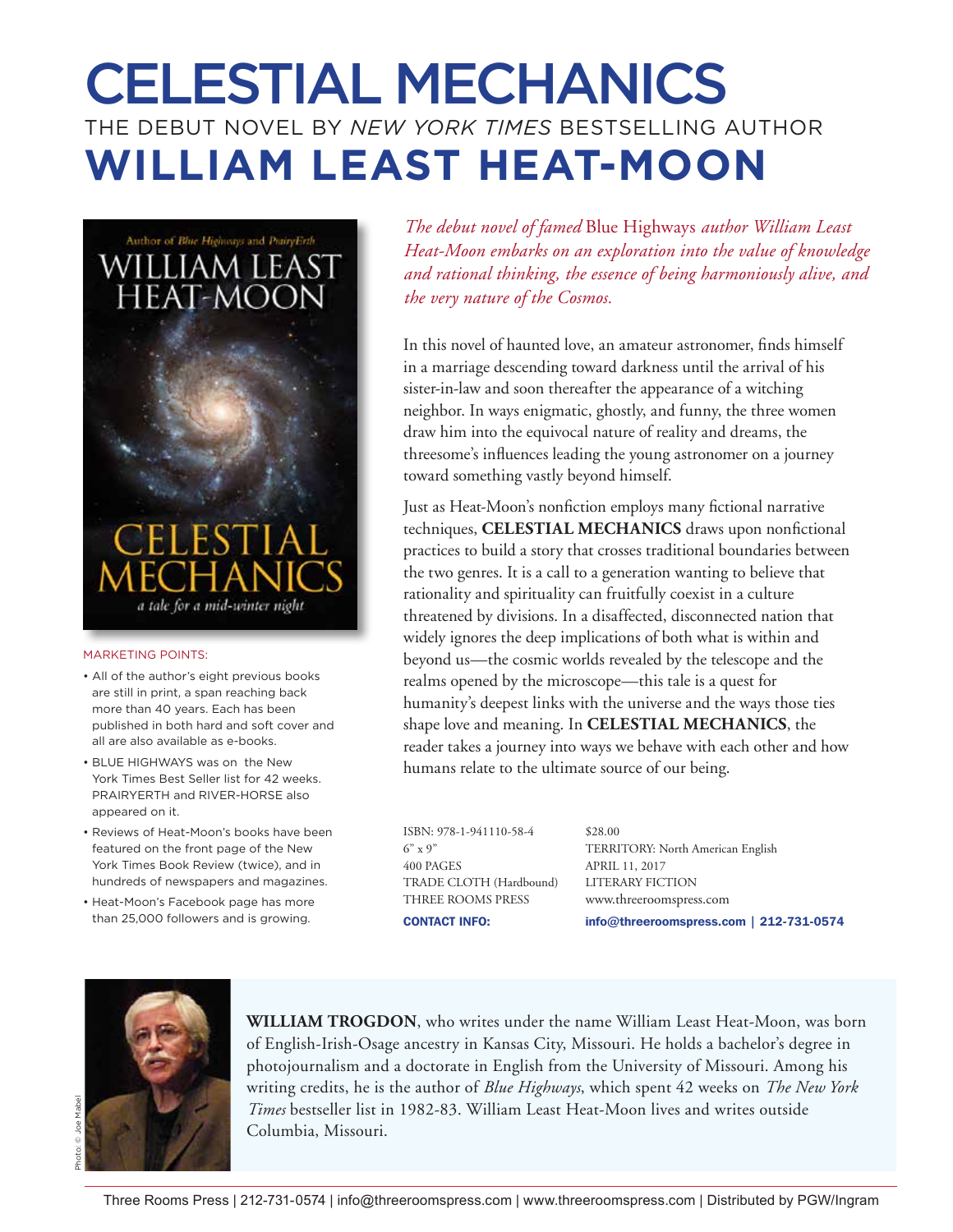# CELESTIAL MECHANICS

THE DEBUT NOVEL BY *NEW YORK TIMES* BESTSELLING AUTHOR

# WILLIAM LEAST HEAT-MOON

*The debut novel of famed* Blue Highways *author William Least Heat-Moon embarks on an exploration into the value of knowledge and rational thinking, the essence of being harmoniously alive, and the very nature of the Cosmos.*

In this novel of haunted love, an amateur astronomer, finds himself in a marriage descending toward darkness until the arrival of his sister-in-law and soon thereafter the appearance of a witching neighbor. In ways enigmatic, ghostly, and funny, the three women draw him into the equivocal nature of reality and dreams, the threesome's influences leading the young astronomer on a journey toward something vastly beyond himself.

Just as Heat-Moon's nonfiction employs many fictional narrative techniques, **CELESTIAL MECHANICS** draws upon nonfictional practices to build a story that crosses traditional boundaries between the two genres. It is a call to a generation wanting to believe that rationality and spirituality can fruitfully coexist in a culture threatened by divisions. In a disaffected, disconnected nation that widely ignores the deep implications of both what is within and beyond us—the cosmic worlds revealed by the telescope and the realms opened by the microscope—this tale is a quest for humanity's deepest links with the universe and the ways those ties shape love and meaning. In **CELESTIAL MECHANICS**, the reader takes a journey into ways we behave with each other and how humans relate to the ultimate source of our being.

MARKETING POINTS:

- All of the author's eight previous books are still in print, a span reaching back more than 40 years. Each has been published in both hard and soft cover and all are also available as e-books.
- BLUE HIGHWAYS was on the New York Times Best Seller list for 42 weeks. PRAIRYERTH and RIVER-HORSE also appeared on it.
- Reviews of Heat-Moon's books have been featured on the front page of the New York Times Book Review (twice), and in hundreds of newspapers and magazines.
- Heat-Moon's Facebook page has more than 25,000 followers and is growing.

ISBN: 978-1-941110-58-4
6" x 9"
400 PAGES
TRADE CLOTH (Hardbound)
THREE ROOMS PRESS

$28.00
TERRITORY: North American English
APRIL 11, 2017
LITERARY FICTION
www.threeroomspress.com

**CONTACT INFO:** **info@threeroomspress.com | 212-731-0574**

**WILLIAM TROGDON**, who writes under the name William Least Heat-Moon, was born of English-Irish-Osage ancestry in Kansas City, Missouri. He holds a bachelor's degree in photojournalism and a doctorate in English from the University of Missouri. Among his writing credits, he is the author of *Blue Highways*, which spent 42 weeks on *The New York Times* bestseller list in 1982-83. William Least Heat-Moon lives and writes outside Columbia, Missouri.

Photo: © Joe Mabel

Three Rooms Press | 212-731-0574 | info@threeroomspress.com | www.threeroomspress.com | Distributed by PGW/Ingram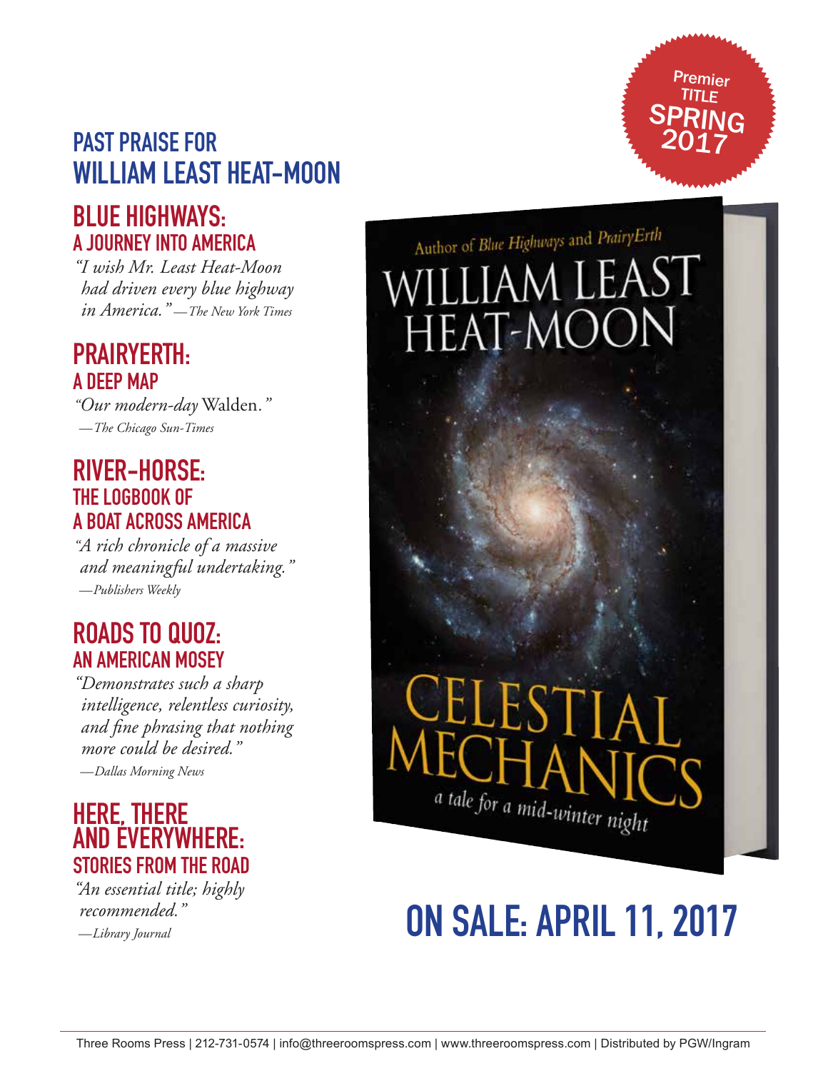## PAST PRAISE FOR WILLIAM LEAST HEAT-MOON

### BLUE HIGHWAYS: A JOURNEY INTO AMERICA

*"I wish Mr. Least Heat-Moon had driven every blue highway in America."* —*The New York Times*

### PRAIRYERTH: A DEEP MAP

*"Our modern-day* Walden.*"*
—*The Chicago Sun-Times*

### RIVER-HORSE: THE LOGBOOK OF A BOAT ACROSS AMERICA

*"A rich chronicle of a massive and meaningful undertaking."*
—*Publishers Weekly*

### ROADS TO QUOZ: AN AMERICAN MOSEY

*"Demonstrates such a sharp intelligence, relentless curiosity, and fine phrasing that nothing more could be desired."*
—*Dallas Morning News*

### HERE, THERE AND EVERYWHERE: STORIES FROM THE ROAD

*"An essential title; highly recommended."*
—*Library Journal*

Premier TITLE SPRING 2017

Author of *Blue Highways* and *PrairyErth*

WILLIAM LEAST HEAT-MOON

CELESTIAL MECHANICS

*a tale for a mid-winter night*

## ON SALE: APRIL 11, 2017

Three Rooms Press | 212-731-0574 | info@threeroomspress.com | www.threeroomspress.com | Distributed by PGW/Ingram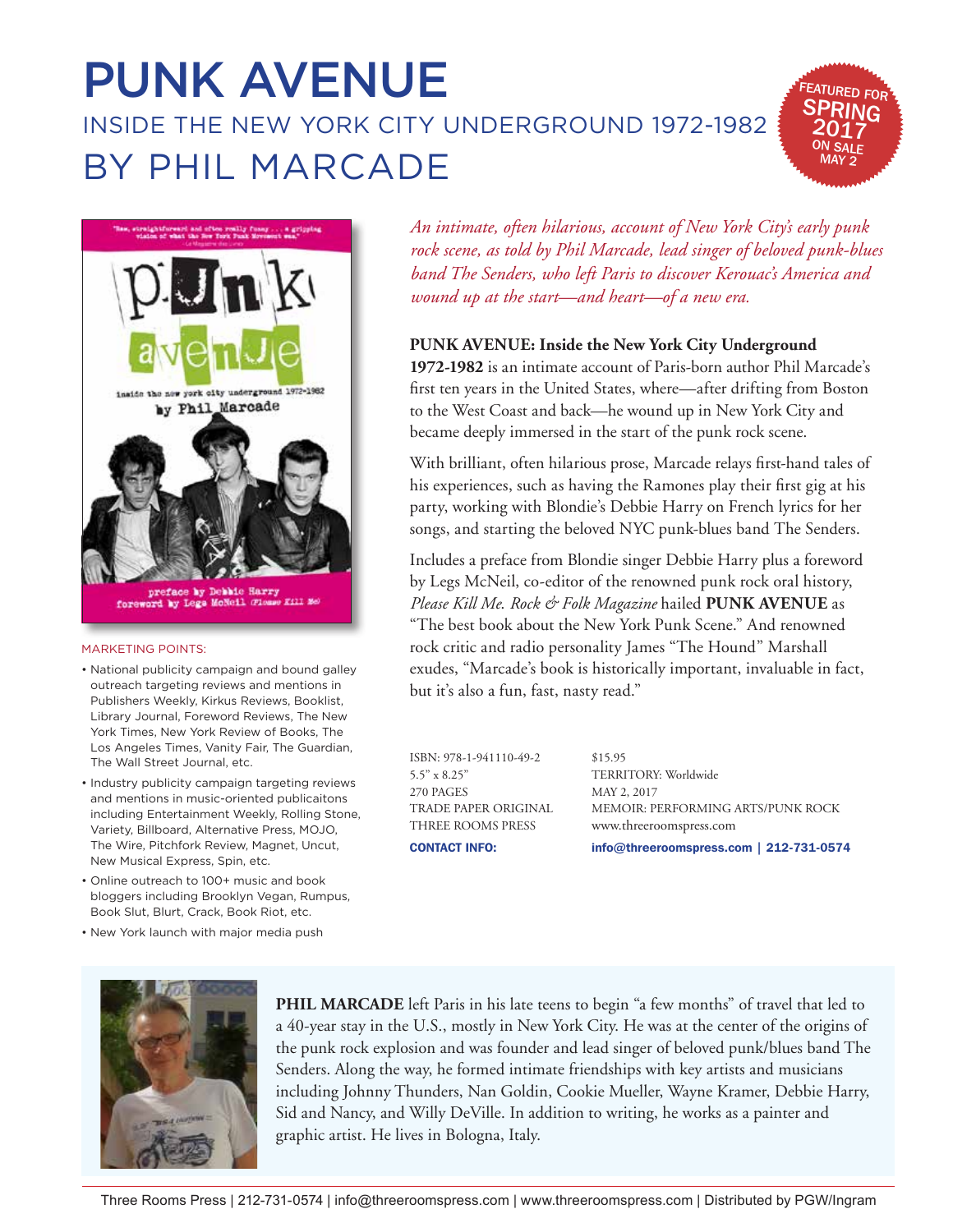# PUNK AVENUE

## INSIDE THE NEW YORK CITY UNDERGROUND 1972-1982

## BY PHIL MARCADE

FEATURED FOR SPRING 2017 ON SALE MAY 2

*An intimate, often hilarious, account of New York City's early punk rock scene, as told by Phil Marcade, lead singer of beloved punk-blues band The Senders, who left Paris to discover Kerouac's America and wound up at the start—and heart—of a new era.*

**PUNK AVENUE: Inside the New York City Underground 1972-1982** is an intimate account of Paris-born author Phil Marcade's first ten years in the United States, where—after drifting from Boston to the West Coast and back—he wound up in New York City and became deeply immersed in the start of the punk rock scene.

With brilliant, often hilarious prose, Marcade relays first-hand tales of his experiences, such as having the Ramones play their first gig at his party, working with Blondie's Debbie Harry on French lyrics for her songs, and starting the beloved NYC punk-blues band The Senders.

Includes a preface from Blondie singer Debbie Harry plus a foreword by Legs McNeil, co-editor of the renowned punk rock oral history, *Please Kill Me. Rock & Folk Magazine* hailed **PUNK AVENUE** as "The best book about the New York Punk Scene." And renowned rock critic and radio personality James "The Hound" Marshall exudes, "Marcade's book is historically important, invaluable in fact, but it's also a fun, fast, nasty read."

ISBN: 978-1-941110-49-2
5.5" x 8.25"
270 PAGES
TRADE PAPER ORIGINAL
THREE ROOMS PRESS

$15.95
TERRITORY: Worldwide
MAY 2, 2017
MEMOIR: PERFORMING ARTS/PUNK ROCK
www.threeroomspress.com

**CONTACT INFO:** **info@threeroomspress.com | 212-731-0574**

MARKETING POINTS:

- National publicity campaign and bound galley outreach targeting reviews and mentions in Publishers Weekly, Kirkus Reviews, Booklist, Library Journal, Foreword Reviews, The New York Times, New York Review of Books, The Los Angeles Times, Vanity Fair, The Guardian, The Wall Street Journal, etc.
- Industry publicity campaign targeting reviews and mentions in music-oriented publicaitons including Entertainment Weekly, Rolling Stone, Variety, Billboard, Alternative Press, MOJO, The Wire, Pitchfork Review, Magnet, Uncut, New Musical Express, Spin, etc.
- Online outreach to 100+ music and book bloggers including Brooklyn Vegan, Rumpus, Book Slut, Blurt, Crack, Book Riot, etc.
- New York launch with major media push

**PHIL MARCADE** left Paris in his late teens to begin "a few months" of travel that led to a 40-year stay in the U.S., mostly in New York City. He was at the center of the origins of the punk rock explosion and was founder and lead singer of beloved punk/blues band The Senders. Along the way, he formed intimate friendships with key artists and musicians including Johnny Thunders, Nan Goldin, Cookie Mueller, Wayne Kramer, Debbie Harry, Sid and Nancy, and Willy DeVille. In addition to writing, he works as a painter and graphic artist. He lives in Bologna, Italy.

Three Rooms Press | 212-731-0574 | info@threeroomspress.com | www.threeroomspress.com | Distributed by PGW/Ingram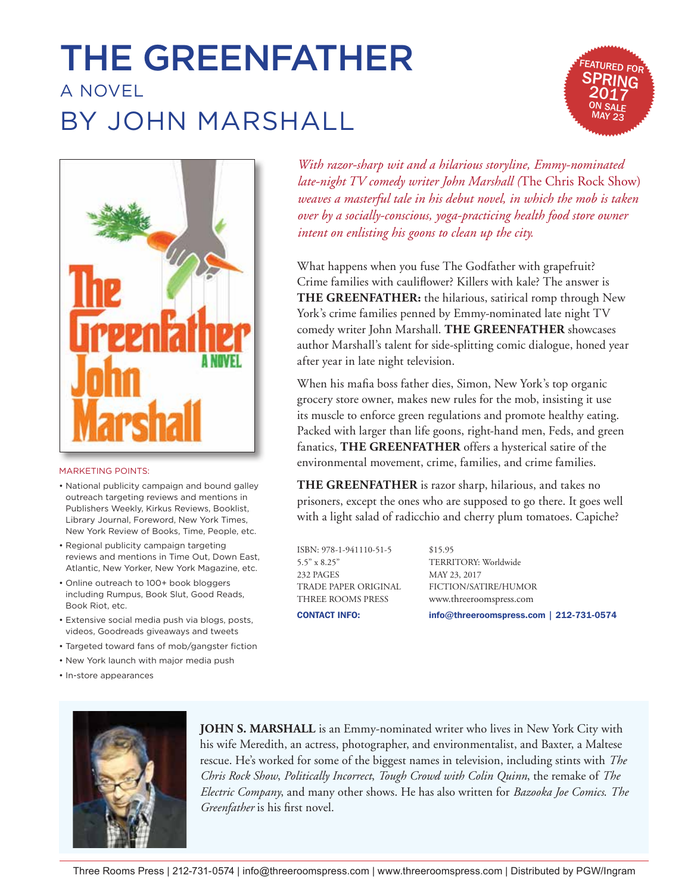# THE GREENFATHER

## A NOVEL

## BY JOHN MARSHALL

FEATURED FOR SPRING 2017 ON SALE MAY 23

*With razor-sharp wit and a hilarious storyline, Emmy-nominated late-night TV comedy writer John Marshall (*The Chris Rock Show*) weaves a masterful tale in his debut novel, in which the mob is taken over by a socially-conscious, yoga-practicing health food store owner intent on enlisting his goons to clean up the city.*

What happens when you fuse The Godfather with grapefruit? Crime families with cauliflower? Killers with kale? The answer is **THE GREENFATHER:** the hilarious, satirical romp through New York's crime families penned by Emmy-nominated late night TV comedy writer John Marshall. **THE GREENFATHER** showcases author Marshall's talent for side-splitting comic dialogue, honed year after year in late night television.

When his mafia boss father dies, Simon, New York's top organic grocery store owner, makes new rules for the mob, insisting it use its muscle to enforce green regulations and promote healthy eating. Packed with larger than life goons, right-hand men, Feds, and green fanatics, **THE GREENFATHER** offers a hysterical satire of the environmental movement, crime, families, and crime families.

**THE GREENFATHER** is razor sharp, hilarious, and takes no prisoners, except the ones who are supposed to go there. It goes well with a light salad of radicchio and cherry plum tomatoes. Capiche?

ISBN: 978-1-941110-51-5
5.5" x 8.25"
232 PAGES
TRADE PAPER ORIGINAL
THREE ROOMS PRESS

$15.95
TERRITORY: Worldwide
MAY 23, 2017
FICTION/SATIRE/HUMOR
www.threeroomspress.com

**CONTACT INFO:** info@threeroomspress.com | 212-731-0574

MARKETING POINTS:

- National publicity campaign and bound galley outreach targeting reviews and mentions in Publishers Weekly, Kirkus Reviews, Booklist, Library Journal, Foreword, New York Times, New York Review of Books, Time, People, etc.
- Regional publicity campaign targeting reviews and mentions in Time Out, Down East, Atlantic, New Yorker, New York Magazine, etc.
- Online outreach to 100+ book bloggers including Rumpus, Book Slut, Good Reads, Book Riot, etc.
- Extensive social media push via blogs, posts, videos, Goodreads giveaways and tweets
- Targeted toward fans of mob/gangster fiction
- New York launch with major media push
- In-store appearances

**JOHN S. MARSHALL** is an Emmy-nominated writer who lives in New York City with his wife Meredith, an actress, photographer, and environmentalist, and Baxter, a Maltese rescue. He's worked for some of the biggest names in television, including stints with *The Chris Rock Show*, *Politically Incorrect*, *Tough Crowd with Colin Quinn*, the remake of *The Electric Company*, and many other shows. He has also written for *Bazooka Joe Comics*. *The Greenfather* is his first novel.

Three Rooms Press | 212-731-0574 | info@threeroomspress.com | www.threeroomspress.com | Distributed by PGW/Ingram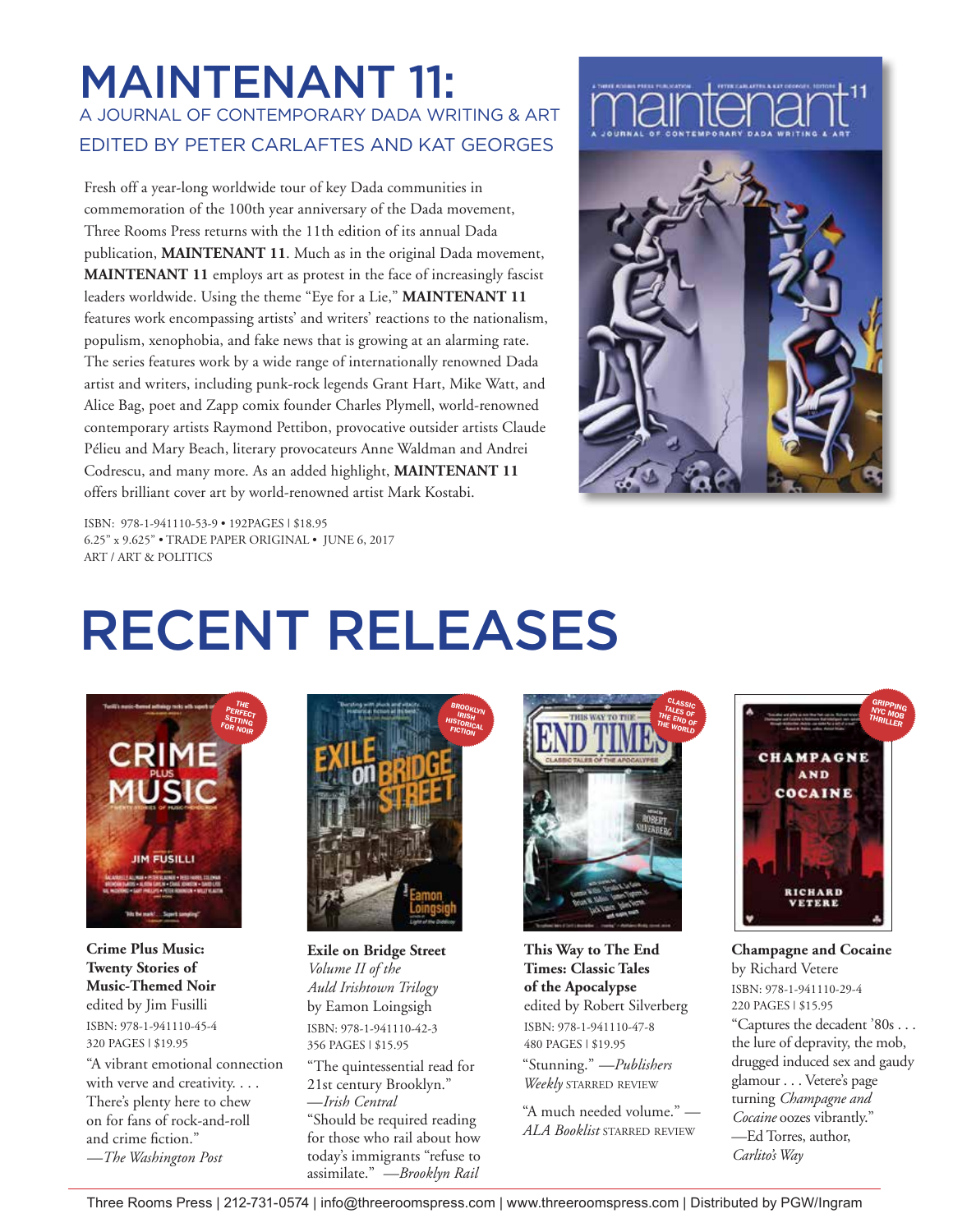# MAINTENANT 11:

## A JOURNAL OF CONTEMPORARY DADA WRITING & ART
## EDITED BY PETER CARLAFTES AND KAT GEORGES

Fresh off a year-long worldwide tour of key Dada communities in commemoration of the 100th year anniversary of the Dada movement, Three Rooms Press returns with the 11th edition of its annual Dada publication, **MAINTENANT 11**. Much as in the original Dada movement, **MAINTENANT 11** employs art as protest in the face of increasingly fascist leaders worldwide. Using the theme "Eye for a Lie," **MAINTENANT 11** features work encompassing artists' and writers' reactions to the nationalism, populism, xenophobia, and fake news that is growing at an alarming rate. The series features work by a wide range of internationally renowned Dada artist and writers, including punk-rock legends Grant Hart, Mike Watt, and Alice Bag, poet and Zapp comix founder Charles Plymell, world-renowned contemporary artists Raymond Pettibon, provocative outsider artists Claude Pélieu and Mary Beach, literary provocateurs Anne Waldman and Andrei Codrescu, and many more. As an added highlight, **MAINTENANT 11** offers brilliant cover art by world-renowned artist Mark Kostabi.

ISBN: 978-1-941110-53-9 • 192PAGES | $18.95
6.25" x 9.625" • TRADE PAPER ORIGINAL • JUNE 6, 2017
ART / ART & POLITICS

# RECENT RELEASES

**Crime Plus Music: Twenty Stories of Music-Themed Noir**
edited by Jim Fusilli
ISBN: 978-1-941110-45-4
320 PAGES | $19.95
"A vibrant emotional connection with verve and creativity. . . . There's plenty here to chew on for fans of rock-and-roll and crime fiction."
—*The Washington Post*

**Exile on Bridge Street**
*Volume II of the Auld Irishtown Trilogy*
by Eamon Loingsigh
ISBN: 978-1-941110-42-3
356 PAGES | $15.95
"The quintessential read for 21st century Brooklyn."
—*Irish Central*
"Should be required reading for those who rail about how today's immigrants "refuse to assimilate." —*Brooklyn Rail*

**This Way to The End Times: Classic Tales of the Apocalypse**
edited by Robert Silverberg
ISBN: 978-1-941110-47-8
480 PAGES | $19.95
"Stunning." —*Publishers Weekly* STARRED REVIEW
"A much needed volume." —*ALA Booklist* STARRED REVIEW

**Champagne and Cocaine**
by Richard Vetere
ISBN: 978-1-941110-29-4
220 PAGES | $15.95
"Captures the decadent '80s . . . the lure of depravity, the mob, drugged induced sex and gaudy glamour . . . Vetere's page turning *Champagne and Cocaine* oozes vibrantly."
—Ed Torres, author, *Carlito's Way*

Three Rooms Press | 212-731-0574 | info@threeroomspress.com | www.threeroomspress.com | Distributed by PGW/Ingram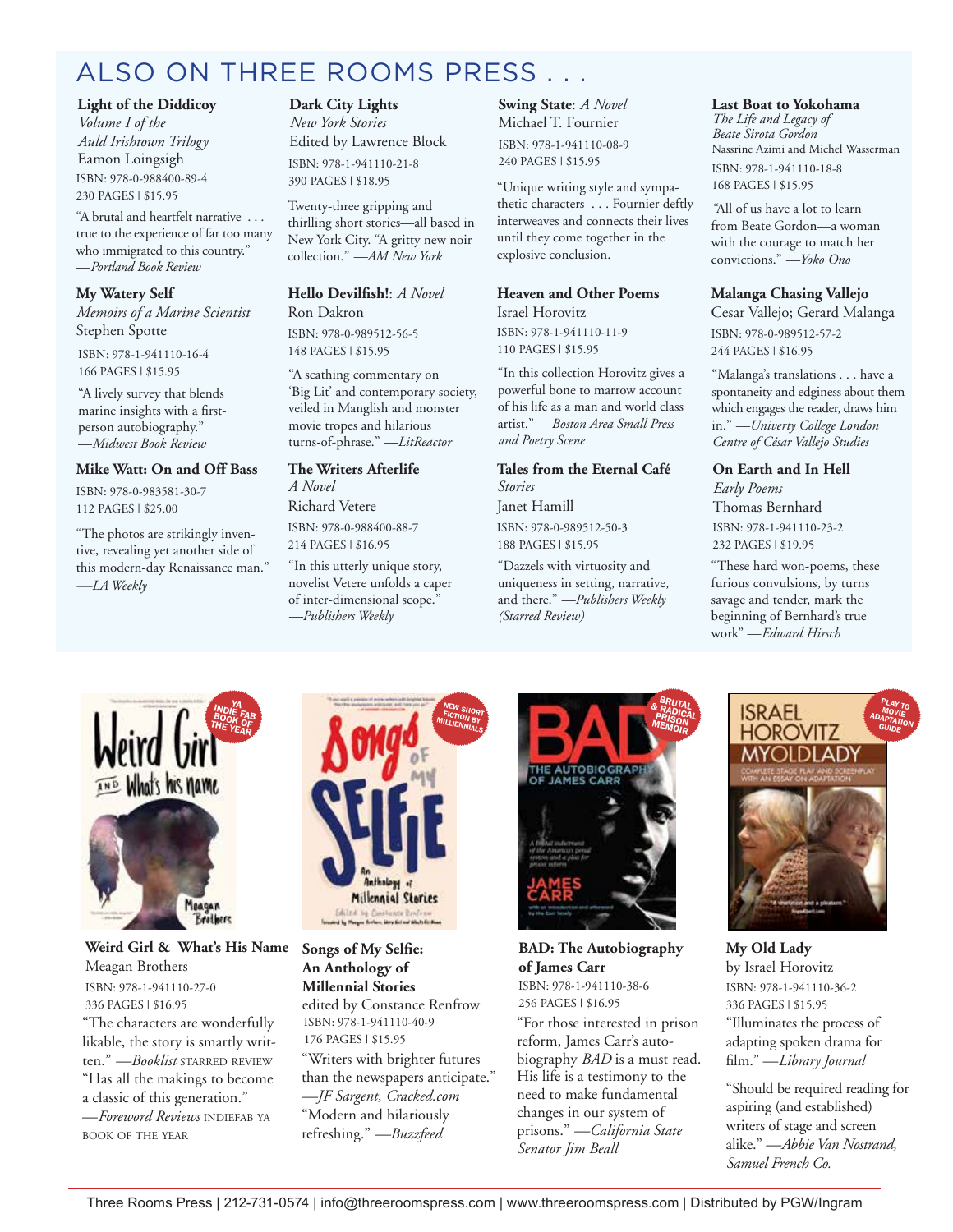# ALSO ON THREE ROOMS PRESS . . .

**Light of the Diddicoy**
*Volume I of the Auld Irishtown Trilogy*
Eamon Loingsigh
ISBN: 978-0-988400-89-4
230 PAGES | $15.95

"A brutal and heartfelt narrative . . . true to the experience of far too many who immigrated to this country." *—Portland Book Review*

**My Watery Self**
*Memoirs of a Marine Scientist*
Stephen Spotte
ISBN: 978-1-941110-16-4
166 PAGES | $15.95

"A lively survey that blends marine insights with a first-person autobiography." *—Midwest Book Review*

**Mike Watt: On and Off Bass**
ISBN: 978-0-983581-30-7
112 PAGES | $25.00

"The photos are strikingly inventive, revealing yet another side of this modern-day Renaissance man." *—LA Weekly*

**Dark City Lights**
*New York Stories*
Edited by Lawrence Block
ISBN: 978-1-941110-21-8
390 PAGES | $18.95

Twenty-three gripping and thrilling short stories—all based in New York City. "A gritty new noir collection." *—AM New York*

**Hello Devilfish!**: *A Novel*
Ron Dakron
ISBN: 978-0-989512-56-5
148 PAGES | $15.95

"A scathing commentary on 'Big Lit' and contemporary society, veiled in Manglish and monster movie tropes and hilarious turns-of-phrase." *—LitReactor*

**The Writers Afterlife**
*A Novel*
Richard Vetere
ISBN: 978-0-988400-88-7
214 PAGES | $16.95

"In this utterly unique story, novelist Vetere unfolds a caper of inter-dimensional scope." *—Publishers Weekly*

**Swing State**: *A Novel*
Michael T. Fournier
ISBN: 978-1-941110-08-9
240 PAGES | $15.95

"Unique writing style and sympathetic characters . . . Fournier deftly interweaves and connects their lives until they come together in the explosive conclusion.

**Heaven and Other Poems**
Israel Horovitz
ISBN: 978-1-941110-11-9
110 PAGES | $15.95

"In this collection Horovitz gives a powerful bone to marrow account of his life as a man and world class artist." *—Boston Area Small Press and Poetry Scene*

**Tales from the Eternal Café**
*Stories*
Janet Hamill
ISBN: 978-0-989512-50-3
188 PAGES | $15.95

"Dazzels with virtuosity and uniqueness in setting, narrative, and there." *—Publishers Weekly (Starred Review)*

**Last Boat to Yokohama**
*The Life and Legacy of Beate Sirota Gordon*
Nassrine Azimi and Michel Wasserman
ISBN: 978-1-941110-18-8
168 PAGES | $15.95

"All of us have a lot to learn from Beate Gordon—a woman with the courage to match her convictions." *—Yoko Ono*

**Malanga Chasing Vallejo**
Cesar Vallejo; Gerard Malanga
ISBN: 978-0-989512-57-2
244 PAGES | $16.95

"Malanga's translations . . . have a spontaneity and edginess about them which engages the reader, draws him in." *—Univerty College London Centre of César Vallejo Studies*

**On Earth and In Hell**
*Early Poems*
Thomas Bernhard
ISBN: 978-1-941110-23-2
232 PAGES | $19.95

"These hard won-poems, these furious convulsions, by turns savage and tender, mark the beginning of Bernhard's true work" *—Edward Hirsch*

**Weird Girl & What's His Name**
Meagan Brothers
ISBN: 978-1-941110-27-0
336 PAGES | $16.95

"The characters are wonderfully likable, the story is smartly written." *—Booklist* STARRED REVIEW
"Has all the makings to become a classic of this generation." *—Foreword Reviews* INDIEFAB YA BOOK OF THE YEAR

**Songs of My Selfie: An Anthology of Millennial Stories**
edited by Constance Renfrow
ISBN: 978-1-941110-40-9
176 PAGES | $15.95

"Writers with brighter futures than the newspapers anticipate." *—JF Sargent, Cracked.com*
"Modern and hilariously refreshing." *—Buzzfeed*

**BAD: The Autobiography of James Carr**
ISBN: 978-1-941110-38-6
256 PAGES | $16.95

"For those interested in prison reform, James Carr's autobiography *BAD* is a must read. His life is a testimony to the need to make fundamental changes in our system of prisons." *—California State Senator Jim Beall*

**My Old Lady**
by Israel Horovitz
ISBN: 978-1-941110-36-2
336 PAGES | $15.95

"Illuminates the process of adapting spoken drama for film." *—Library Journal*

"Should be required reading for aspiring (and established) writers of stage and screen alike." *—Abbie Van Nostrand, Samuel French Co.*

Three Rooms Press | 212-731-0574 | info@threeroomspress.com | www.threeroomspress.com | Distributed by PGW/Ingram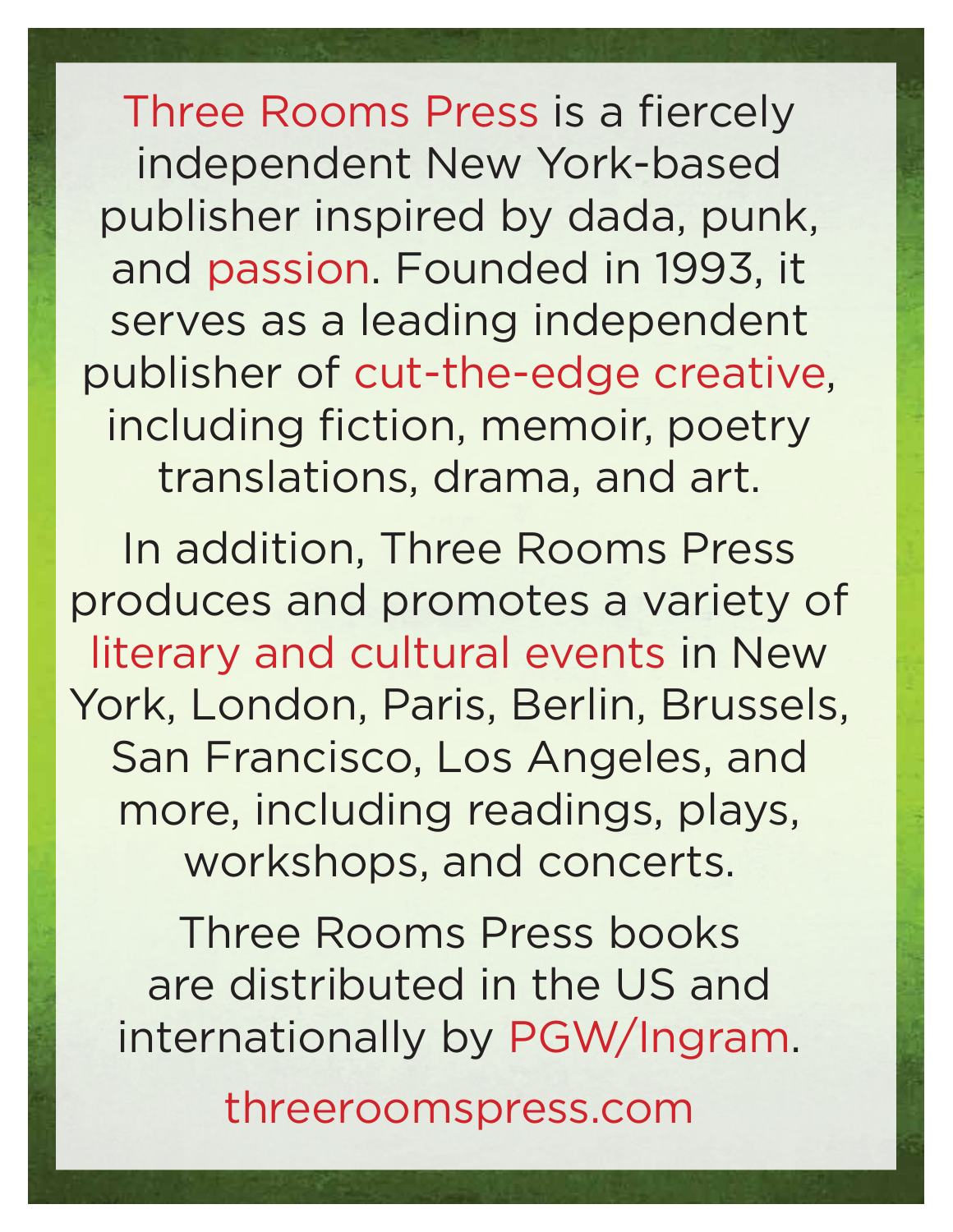Three Rooms Press is a fiercely independent New York-based publisher inspired by dada, punk, and passion. Founded in 1993, it serves as a leading independent publisher of cut-the-edge creative, including fiction, memoir, poetry translations, drama, and art.

In addition, Three Rooms Press produces and promotes a variety of literary and cultural events in New York, London, Paris, Berlin, Brussels, San Francisco, Los Angeles, and more, including readings, plays, workshops, and concerts.

Three Rooms Press books are distributed in the US and internationally by PGW/Ingram.

threeroomspress.com